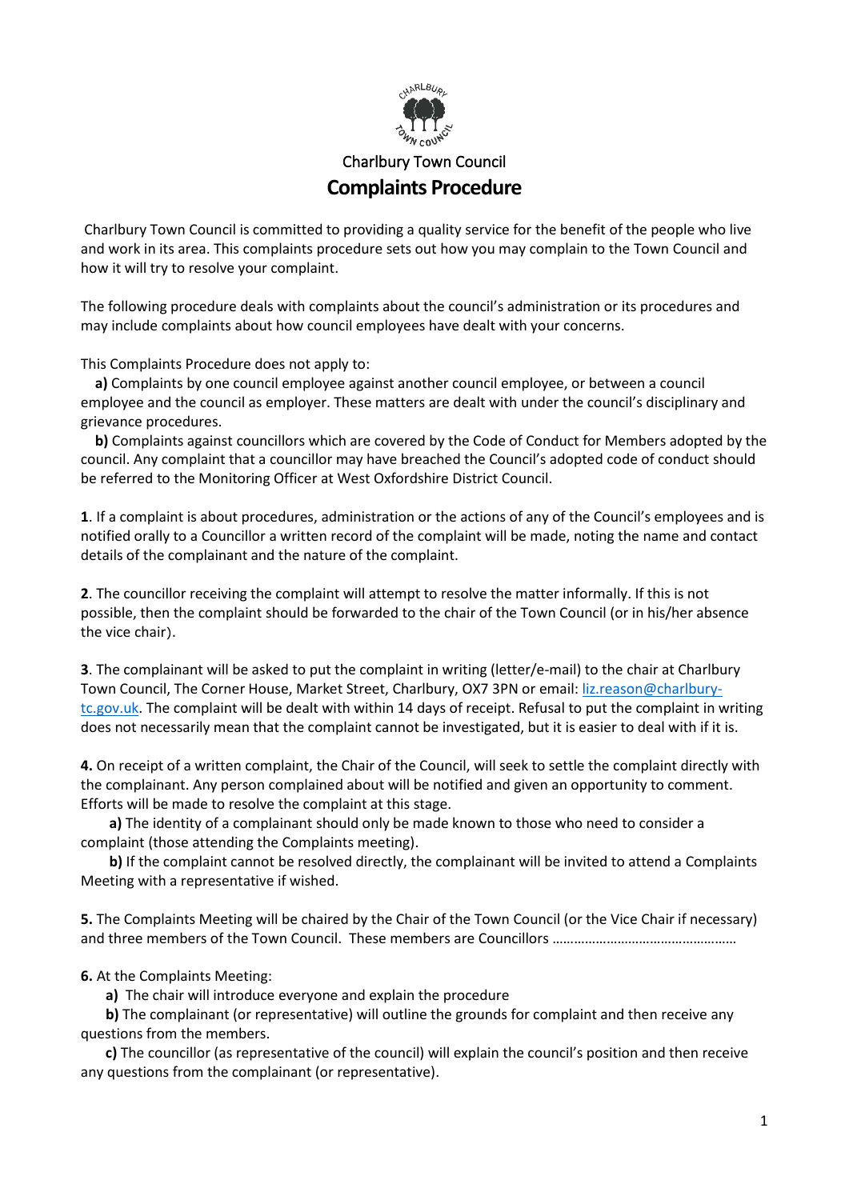Charlbury Town Council

# Complaints Procedure

Charlbury Town Council is committed to providing a quality service for the benefit of the people who live and work in its area. This complaints procedure sets out how you may complain to the Town Council and how it will try to resolve your complaint.

The following procedure deals with complaints about the council's administration or its procedures and may include complaints about how council employees have dealt with your concerns.

This Complaints Procedure does not apply to:

**a)** Complaints by one council employee against another council employee, or between a council employee and the council as employer. These matters are dealt with under the council's disciplinary and grievance procedures.

**b)** Complaints against councillors which are covered by the Code of Conduct for Members adopted by the council. Any complaint that a councillor may have breached the Council's adopted code of conduct should be referred to the Monitoring Officer at West Oxfordshire District Council.

**1**. If a complaint is about procedures, administration or the actions of any of the Council's employees and is notified orally to a Councillor a written record of the complaint will be made, noting the name and contact details of the complainant and the nature of the complaint.

**2**. The councillor receiving the complaint will attempt to resolve the matter informally. If this is not possible, then the complaint should be forwarded to the chair of the Town Council (or in his/her absence the vice chair).

**3**. The complainant will be asked to put the complaint in writing (letter/e-mail) to the chair at Charlbury Town Council, The Corner House, Market Street, Charlbury, OX7 3PN or email: liz.reason@charlbury-tc.gov.uk. The complaint will be dealt with within 14 days of receipt. Refusal to put the complaint in writing does not necessarily mean that the complaint cannot be investigated, but it is easier to deal with if it is.

**4.** On receipt of a written complaint, the Chair of the Council, will seek to settle the complaint directly with the complainant. Any person complained about will be notified and given an opportunity to comment. Efforts will be made to resolve the complaint at this stage.

**a)** The identity of a complainant should only be made known to those who need to consider a complaint (those attending the Complaints meeting).

**b)** If the complaint cannot be resolved directly, the complainant will be invited to attend a Complaints Meeting with a representative if wished.

**5.** The Complaints Meeting will be chaired by the Chair of the Town Council (or the Vice Chair if necessary) and three members of the Town Council. These members are Councillors ……………………………………………

**6.** At the Complaints Meeting:

**a)** The chair will introduce everyone and explain the procedure

**b)** The complainant (or representative) will outline the grounds for complaint and then receive any questions from the members.

**c)** The councillor (as representative of the council) will explain the council's position and then receive any questions from the complainant (or representative).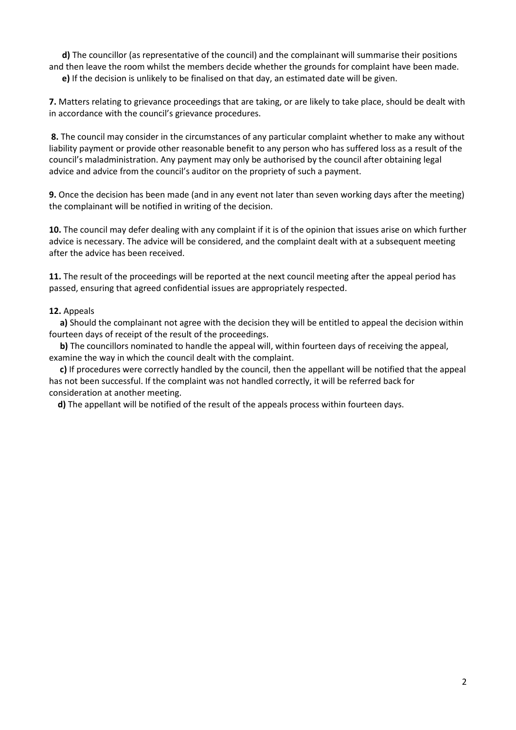**d)** The councillor (as representative of the council) and the complainant will summarise their positions and then leave the room whilst the members decide whether the grounds for complaint have been made.

**e)** If the decision is unlikely to be finalised on that day, an estimated date will be given.

**7.** Matters relating to grievance proceedings that are taking, or are likely to take place, should be dealt with in accordance with the council's grievance procedures.

**8.** The council may consider in the circumstances of any particular complaint whether to make any without liability payment or provide other reasonable benefit to any person who has suffered loss as a result of the council's maladministration. Any payment may only be authorised by the council after obtaining legal advice and advice from the council's auditor on the propriety of such a payment.

**9.** Once the decision has been made (and in any event not later than seven working days after the meeting) the complainant will be notified in writing of the decision.

**10.** The council may defer dealing with any complaint if it is of the opinion that issues arise on which further advice is necessary. The advice will be considered, and the complaint dealt with at a subsequent meeting after the advice has been received.

**11.** The result of the proceedings will be reported at the next council meeting after the appeal period has passed, ensuring that agreed confidential issues are appropriately respected.

**12.** Appeals

**a)** Should the complainant not agree with the decision they will be entitled to appeal the decision within fourteen days of receipt of the result of the proceedings.

**b)** The councillors nominated to handle the appeal will, within fourteen days of receiving the appeal, examine the way in which the council dealt with the complaint.

**c)** If procedures were correctly handled by the council, then the appellant will be notified that the appeal has not been successful. If the complaint was not handled correctly, it will be referred back for consideration at another meeting.

**d)** The appellant will be notified of the result of the appeals process within fourteen days.